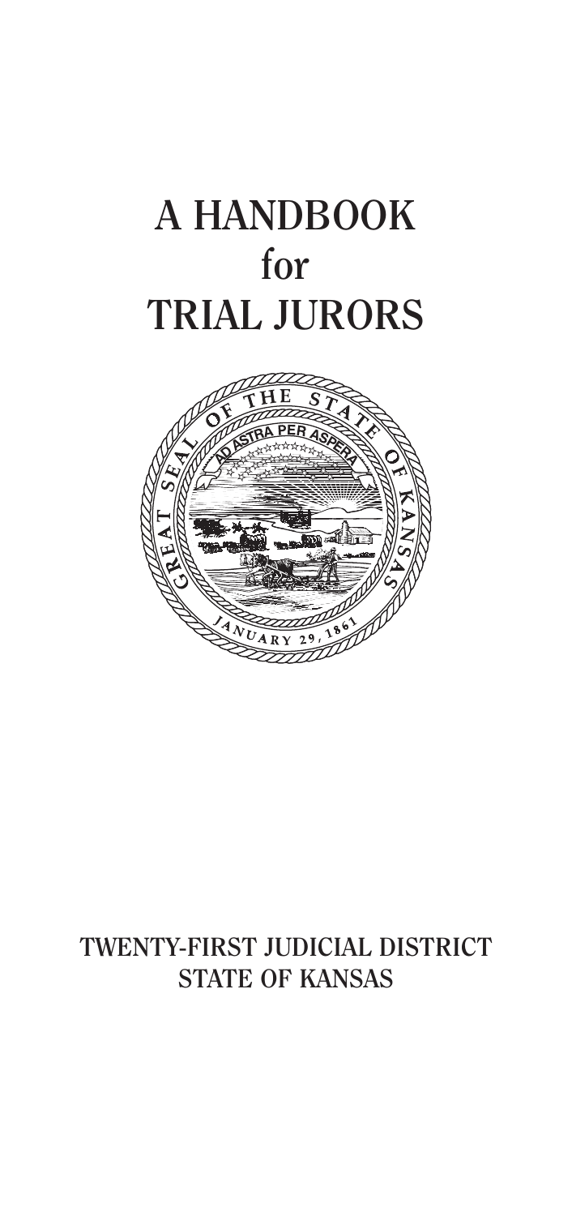# A HANDBOOK for TRIAL JURORS

TWENTY-FIRST JUDICIAL DISTRICT
STATE OF KANSAS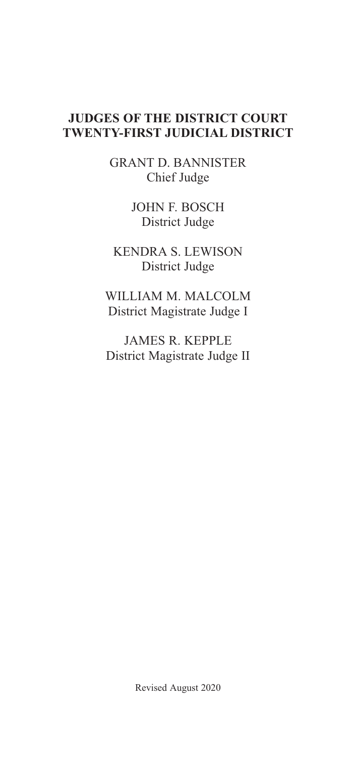# JUDGES OF THE DISTRICT COURT
# TWENTY-FIRST JUDICIAL DISTRICT

GRANT D. BANNISTER
Chief Judge

JOHN F. BOSCH
District Judge

KENDRA S. LEWISON
District Judge

WILLIAM M. MALCOLM
District Magistrate Judge I

JAMES R. KEPPLE
District Magistrate Judge II

Revised August 2020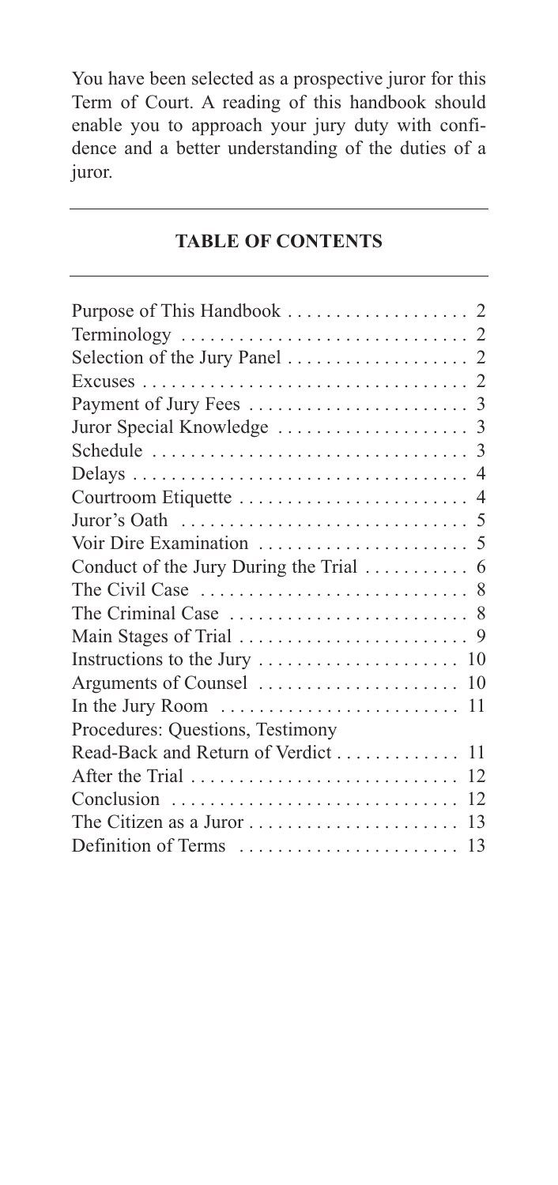You have been selected as a prospective juror for this Term of Court. A reading of this handbook should enable you to approach your jury duty with confidence and a better understanding of the duties of a juror.

## TABLE OF CONTENTS

| | |
|---|---|
| Purpose of This Handbook | 2 |
| Terminology | 2 |
| Selection of the Jury Panel | 2 |
| Excuses | 2 |
| Payment of Jury Fees | 3 |
| Juror Special Knowledge | 3 |
| Schedule | 3 |
| Delays | 4 |
| Courtroom Etiquette | 4 |
| Juror's Oath | 5 |
| Voir Dire Examination | 5 |
| Conduct of the Jury During the Trial | 6 |
| The Civil Case | 8 |
| The Criminal Case | 8 |
| Main Stages of Trial | 9 |
| Instructions to the Jury | 10 |
| Arguments of Counsel | 10 |
| In the Jury Room | 11 |
| Procedures: Questions, Testimony Read-Back and Return of Verdict | 11 |
| After the Trial | 12 |
| Conclusion | 12 |
| The Citizen as a Juror | 13 |
| Definition of Terms | 13 |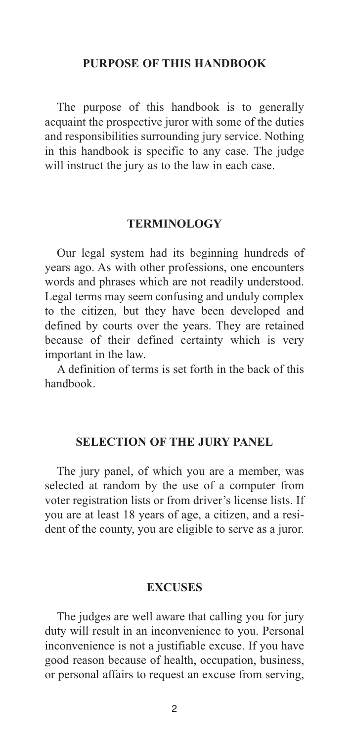## PURPOSE OF THIS HANDBOOK

The purpose of this handbook is to generally acquaint the prospective juror with some of the duties and responsibilities surrounding jury service. Nothing in this handbook is specific to any case. The judge will instruct the jury as to the law in each case.

## TERMINOLOGY

Our legal system had its beginning hundreds of years ago. As with other professions, one encounters words and phrases which are not readily understood. Legal terms may seem confusing and unduly complex to the citizen, but they have been developed and defined by courts over the years. They are retained because of their defined certainty which is very important in the law.

A definition of terms is set forth in the back of this handbook.

## SELECTION OF THE JURY PANEL

The jury panel, of which you are a member, was selected at random by the use of a computer from voter registration lists or from driver's license lists. If you are at least 18 years of age, a citizen, and a resident of the county, you are eligible to serve as a juror.

## EXCUSES

The judges are well aware that calling you for jury duty will result in an inconvenience to you. Personal inconvenience is not a justifiable excuse. If you have good reason because of health, occupation, business, or personal affairs to request an excuse from serving,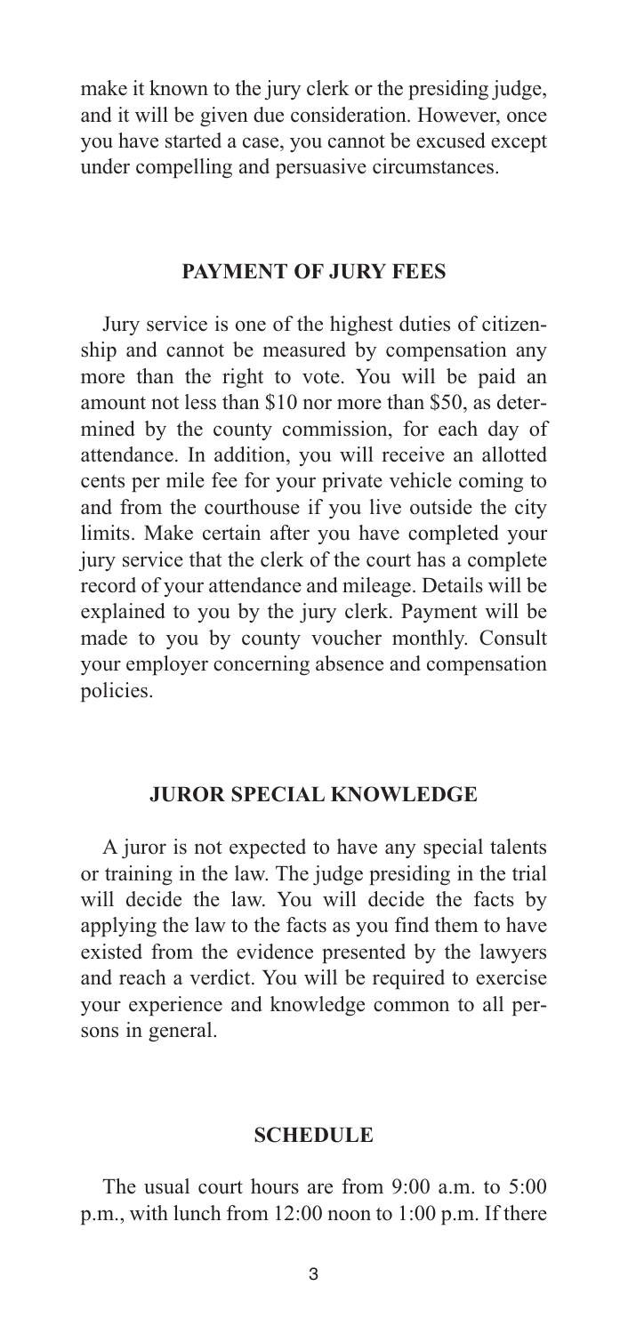make it known to the jury clerk or the presiding judge, and it will be given due consideration. However, once you have started a case, you cannot be excused except under compelling and persuasive circumstances.

## PAYMENT OF JURY FEES

Jury service is one of the highest duties of citizenship and cannot be measured by compensation any more than the right to vote. You will be paid an amount not less than $10 nor more than $50, as determined by the county commission, for each day of attendance. In addition, you will receive an allotted cents per mile fee for your private vehicle coming to and from the courthouse if you live outside the city limits. Make certain after you have completed your jury service that the clerk of the court has a complete record of your attendance and mileage. Details will be explained to you by the jury clerk. Payment will be made to you by county voucher monthly. Consult your employer concerning absence and compensation policies.

## JUROR SPECIAL KNOWLEDGE

A juror is not expected to have any special talents or training in the law. The judge presiding in the trial will decide the law. You will decide the facts by applying the law to the facts as you find them to have existed from the evidence presented by the lawyers and reach a verdict. You will be required to exercise your experience and knowledge common to all persons in general.

## SCHEDULE

The usual court hours are from 9:00 a.m. to 5:00 p.m., with lunch from 12:00 noon to 1:00 p.m. If there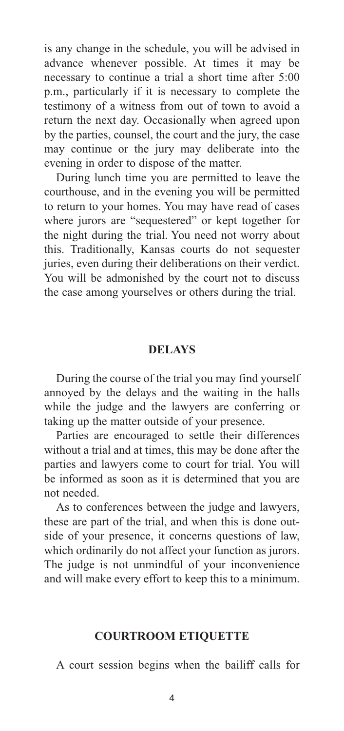is any change in the schedule, you will be advised in advance whenever possible. At times it may be necessary to continue a trial a short time after 5:00 p.m., particularly if it is necessary to complete the testimony of a witness from out of town to avoid a return the next day. Occasionally when agreed upon by the parties, counsel, the court and the jury, the case may continue or the jury may deliberate into the evening in order to dispose of the matter.

During lunch time you are permitted to leave the courthouse, and in the evening you will be permitted to return to your homes. You may have read of cases where jurors are "sequestered" or kept together for the night during the trial. You need not worry about this. Traditionally, Kansas courts do not sequester juries, even during their deliberations on their verdict. You will be admonished by the court not to discuss the case among yourselves or others during the trial.

## DELAYS

During the course of the trial you may find yourself annoyed by the delays and the waiting in the halls while the judge and the lawyers are conferring or taking up the matter outside of your presence.

Parties are encouraged to settle their differences without a trial and at times, this may be done after the parties and lawyers come to court for trial. You will be informed as soon as it is determined that you are not needed.

As to conferences between the judge and lawyers, these are part of the trial, and when this is done outside of your presence, it concerns questions of law, which ordinarily do not affect your function as jurors. The judge is not unmindful of your inconvenience and will make every effort to keep this to a minimum.

## COURTROOM ETIQUETTE

A court session begins when the bailiff calls for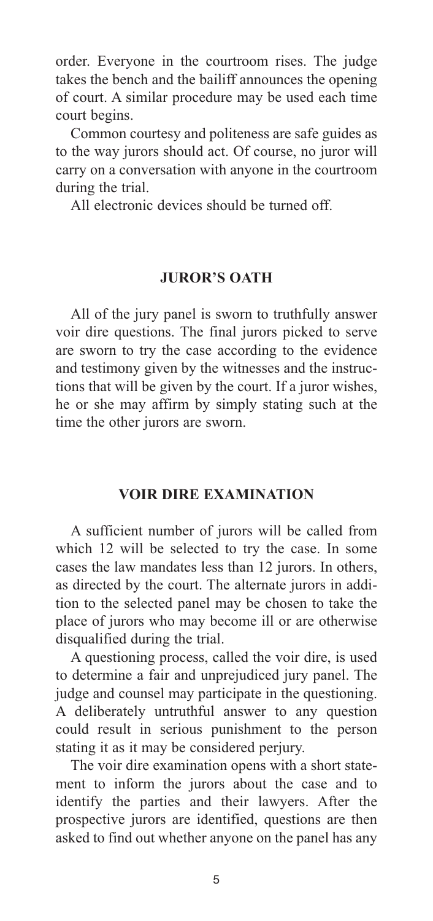order. Everyone in the courtroom rises. The judge takes the bench and the bailiff announces the opening of court. A similar procedure may be used each time court begins.

Common courtesy and politeness are safe guides as to the way jurors should act. Of course, no juror will carry on a conversation with anyone in the courtroom during the trial.

All electronic devices should be turned off.

## JUROR'S OATH

All of the jury panel is sworn to truthfully answer voir dire questions. The final jurors picked to serve are sworn to try the case according to the evidence and testimony given by the witnesses and the instructions that will be given by the court. If a juror wishes, he or she may affirm by simply stating such at the time the other jurors are sworn.

## VOIR DIRE EXAMINATION

A sufficient number of jurors will be called from which 12 will be selected to try the case. In some cases the law mandates less than 12 jurors. In others, as directed by the court. The alternate jurors in addition to the selected panel may be chosen to take the place of jurors who may become ill or are otherwise disqualified during the trial.

A questioning process, called the voir dire, is used to determine a fair and unprejudiced jury panel. The judge and counsel may participate in the questioning. A deliberately untruthful answer to any question could result in serious punishment to the person stating it as it may be considered perjury.

The voir dire examination opens with a short statement to inform the jurors about the case and to identify the parties and their lawyers. After the prospective jurors are identified, questions are then asked to find out whether anyone on the panel has any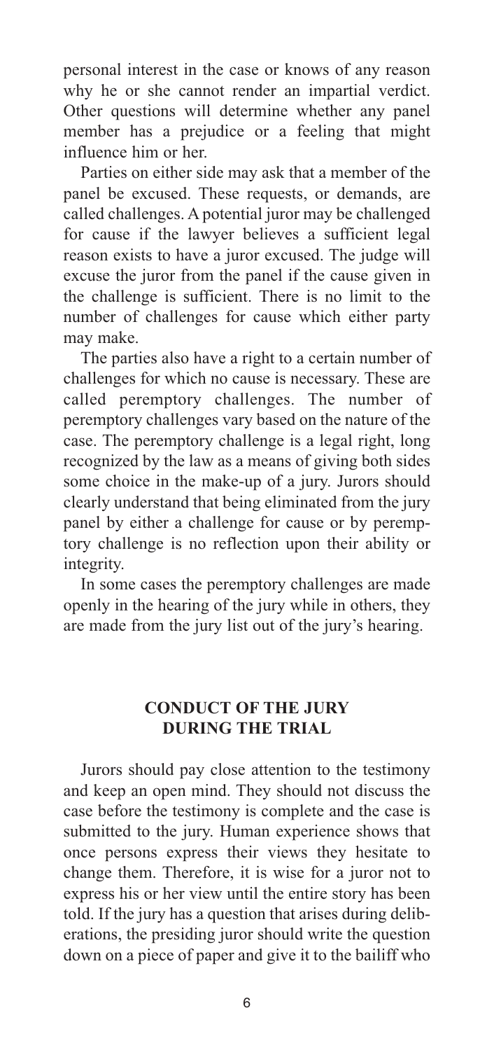personal interest in the case or knows of any reason why he or she cannot render an impartial verdict. Other questions will determine whether any panel member has a prejudice or a feeling that might influence him or her.

Parties on either side may ask that a member of the panel be excused. These requests, or demands, are called challenges. A potential juror may be challenged for cause if the lawyer believes a sufficient legal reason exists to have a juror excused. The judge will excuse the juror from the panel if the cause given in the challenge is sufficient. There is no limit to the number of challenges for cause which either party may make.

The parties also have a right to a certain number of challenges for which no cause is necessary. These are called peremptory challenges. The number of peremptory challenges vary based on the nature of the case. The peremptory challenge is a legal right, long recognized by the law as a means of giving both sides some choice in the make-up of a jury. Jurors should clearly understand that being eliminated from the jury panel by either a challenge for cause or by peremptory challenge is no reflection upon their ability or integrity.

In some cases the peremptory challenges are made openly in the hearing of the jury while in others, they are made from the jury list out of the jury's hearing.

## CONDUCT OF THE JURY DURING THE TRIAL

Jurors should pay close attention to the testimony and keep an open mind. They should not discuss the case before the testimony is complete and the case is submitted to the jury. Human experience shows that once persons express their views they hesitate to change them. Therefore, it is wise for a juror not to express his or her view until the entire story has been told. If the jury has a question that arises during deliberations, the presiding juror should write the question down on a piece of paper and give it to the bailiff who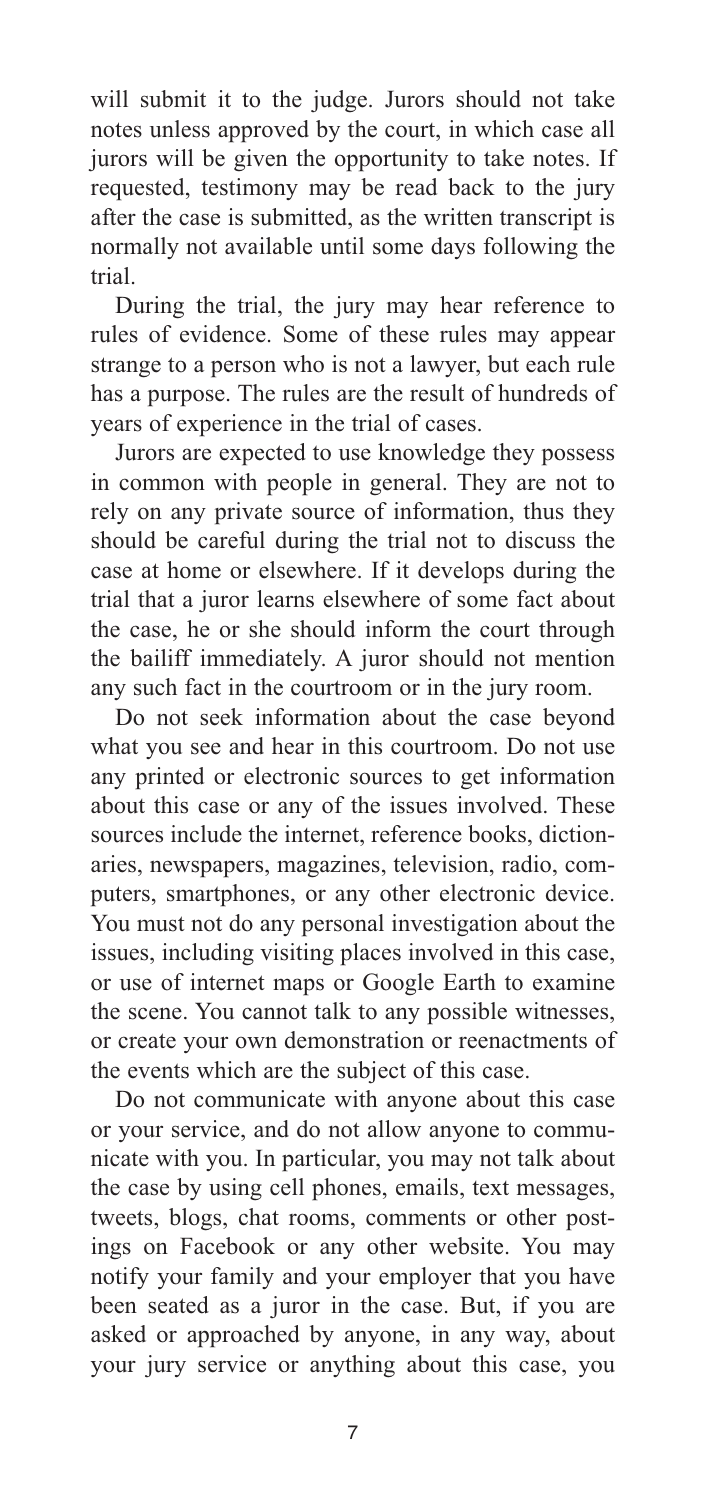will submit it to the judge. Jurors should not take notes unless approved by the court, in which case all jurors will be given the opportunity to take notes. If requested, testimony may be read back to the jury after the case is submitted, as the written transcript is normally not available until some days following the trial.

During the trial, the jury may hear reference to rules of evidence. Some of these rules may appear strange to a person who is not a lawyer, but each rule has a purpose. The rules are the result of hundreds of years of experience in the trial of cases.

Jurors are expected to use knowledge they possess in common with people in general. They are not to rely on any private source of information, thus they should be careful during the trial not to discuss the case at home or elsewhere. If it develops during the trial that a juror learns elsewhere of some fact about the case, he or she should inform the court through the bailiff immediately. A juror should not mention any such fact in the courtroom or in the jury room.

Do not seek information about the case beyond what you see and hear in this courtroom. Do not use any printed or electronic sources to get information about this case or any of the issues involved. These sources include the internet, reference books, dictionaries, newspapers, magazines, television, radio, computers, smartphones, or any other electronic device. You must not do any personal investigation about the issues, including visiting places involved in this case, or use of internet maps or Google Earth to examine the scene. You cannot talk to any possible witnesses, or create your own demonstration or reenactments of the events which are the subject of this case.

Do not communicate with anyone about this case or your service, and do not allow anyone to communicate with you. In particular, you may not talk about the case by using cell phones, emails, text messages, tweets, blogs, chat rooms, comments or other postings on Facebook or any other website. You may notify your family and your employer that you have been seated as a juror in the case. But, if you are asked or approached by anyone, in any way, about your jury service or anything about this case, you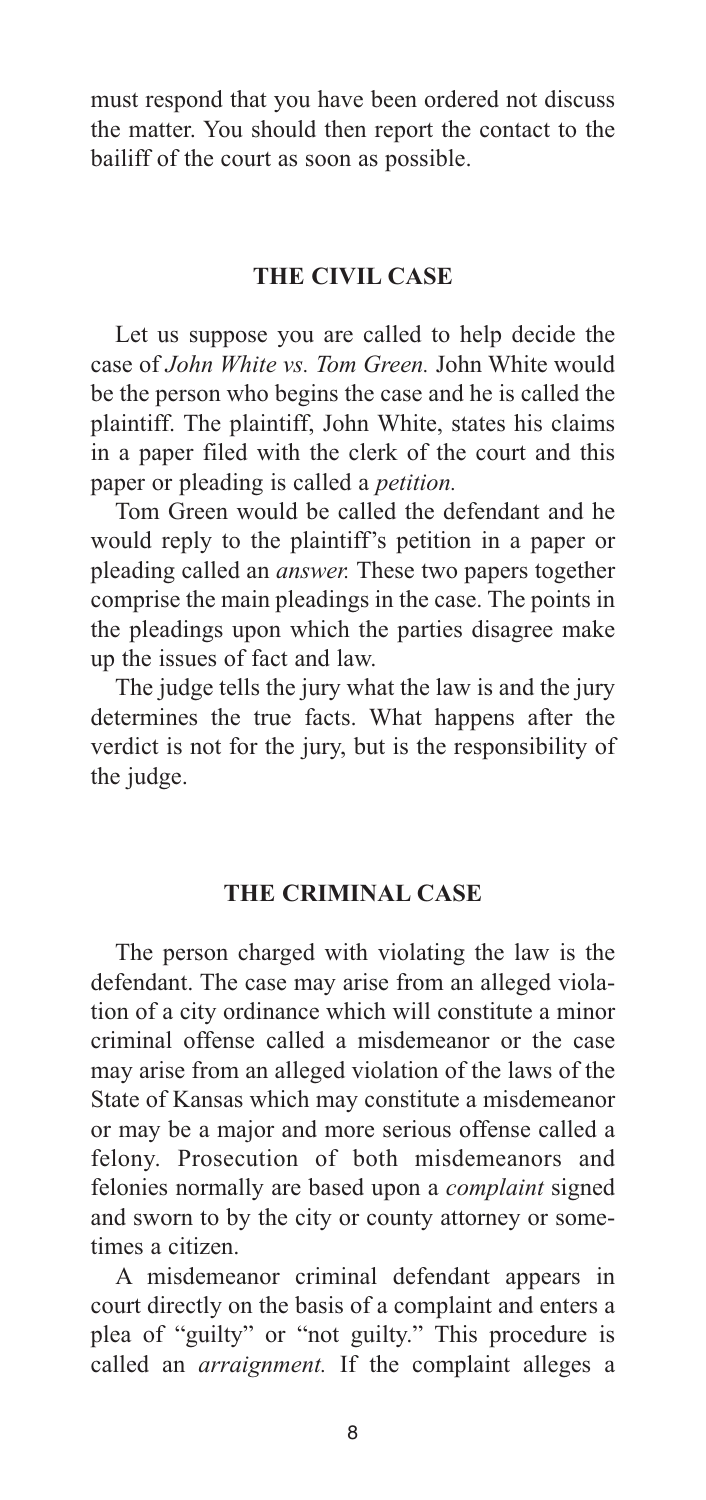must respond that you have been ordered not discuss the matter. You should then report the contact to the bailiff of the court as soon as possible.

## THE CIVIL CASE

Let us suppose you are called to help decide the case of *John White vs. Tom Green.* John White would be the person who begins the case and he is called the plaintiff. The plaintiff, John White, states his claims in a paper filed with the clerk of the court and this paper or pleading is called a *petition.*

Tom Green would be called the defendant and he would reply to the plaintiff's petition in a paper or pleading called an *answer.* These two papers together comprise the main pleadings in the case. The points in the pleadings upon which the parties disagree make up the issues of fact and law.

The judge tells the jury what the law is and the jury determines the true facts. What happens after the verdict is not for the jury, but is the responsibility of the judge.

## THE CRIMINAL CASE

The person charged with violating the law is the defendant. The case may arise from an alleged violation of a city ordinance which will constitute a minor criminal offense called a misdemeanor or the case may arise from an alleged violation of the laws of the State of Kansas which may constitute a misdemeanor or may be a major and more serious offense called a felony. Prosecution of both misdemeanors and felonies normally are based upon a *complaint* signed and sworn to by the city or county attorney or sometimes a citizen.

A misdemeanor criminal defendant appears in court directly on the basis of a complaint and enters a plea of "guilty" or "not guilty." This procedure is called an *arraignment.* If the complaint alleges a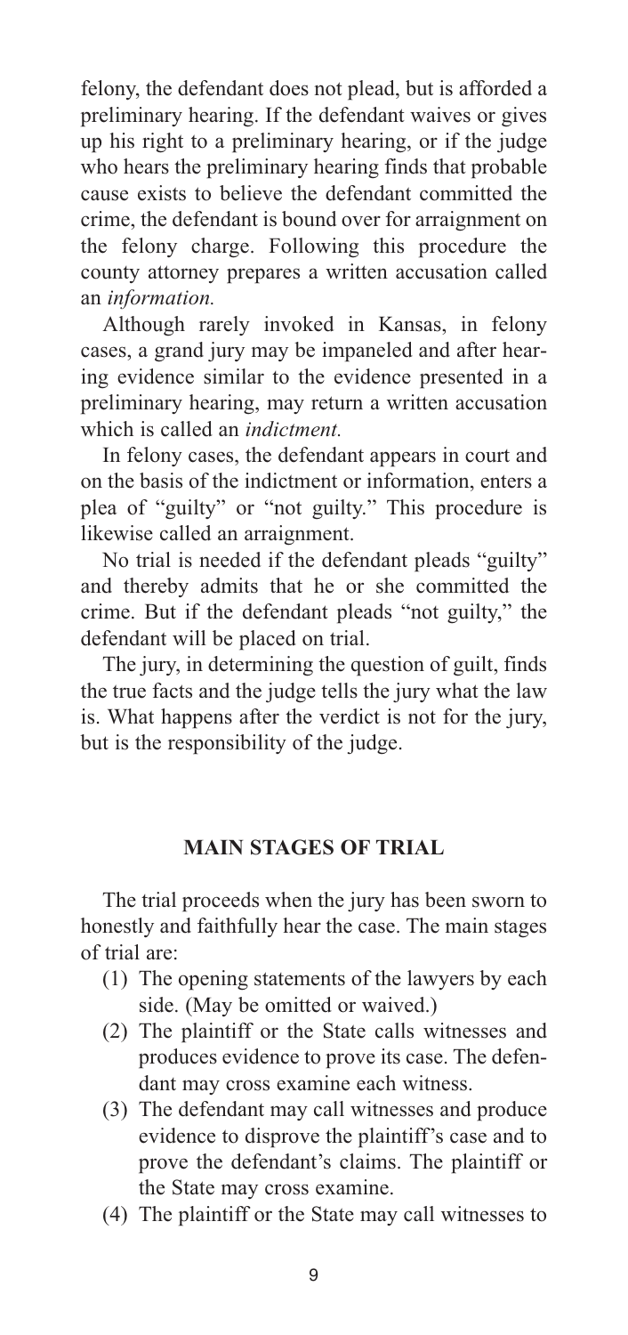felony, the defendant does not plead, but is afforded a preliminary hearing. If the defendant waives or gives up his right to a preliminary hearing, or if the judge who hears the preliminary hearing finds that probable cause exists to believe the defendant committed the crime, the defendant is bound over for arraignment on the felony charge. Following this procedure the county attorney prepares a written accusation called an *information.*

Although rarely invoked in Kansas, in felony cases, a grand jury may be impaneled and after hearing evidence similar to the evidence presented in a preliminary hearing, may return a written accusation which is called an *indictment.*

In felony cases, the defendant appears in court and on the basis of the indictment or information, enters a plea of "guilty" or "not guilty." This procedure is likewise called an arraignment.

No trial is needed if the defendant pleads "guilty" and thereby admits that he or she committed the crime. But if the defendant pleads "not guilty," the defendant will be placed on trial.

The jury, in determining the question of guilt, finds the true facts and the judge tells the jury what the law is. What happens after the verdict is not for the jury, but is the responsibility of the judge.

## MAIN STAGES OF TRIAL

The trial proceeds when the jury has been sworn to honestly and faithfully hear the case. The main stages of trial are:

(1) The opening statements of the lawyers by each side. (May be omitted or waived.)

(2) The plaintiff or the State calls witnesses and produces evidence to prove its case. The defendant may cross examine each witness.

(3) The defendant may call witnesses and produce evidence to disprove the plaintiff's case and to prove the defendant's claims. The plaintiff or the State may cross examine.

(4) The plaintiff or the State may call witnesses to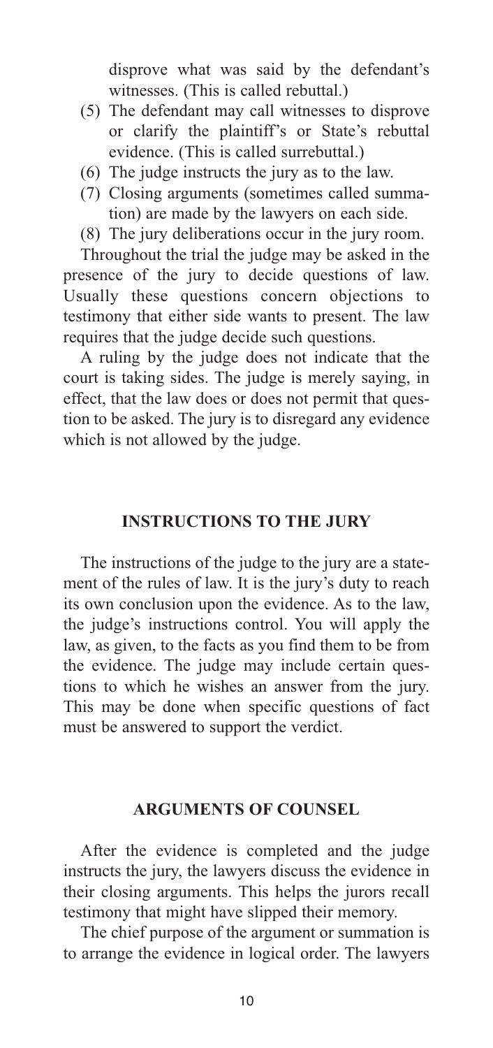disprove what was said by the defendant's witnesses. (This is called rebuttal.)

(5) The defendant may call witnesses to disprove or clarify the plaintiff's or State's rebuttal evidence. (This is called surrebuttal.)

(6) The judge instructs the jury as to the law.

(7) Closing arguments (sometimes called summation) are made by the lawyers on each side.

(8) The jury deliberations occur in the jury room.

Throughout the trial the judge may be asked in the presence of the jury to decide questions of law. Usually these questions concern objections to testimony that either side wants to present. The law requires that the judge decide such questions.

A ruling by the judge does not indicate that the court is taking sides. The judge is merely saying, in effect, that the law does or does not permit that question to be asked. The jury is to disregard any evidence which is not allowed by the judge.

## INSTRUCTIONS TO THE JURY

The instructions of the judge to the jury are a statement of the rules of law. It is the jury's duty to reach its own conclusion upon the evidence. As to the law, the judge's instructions control. You will apply the law, as given, to the facts as you find them to be from the evidence. The judge may include certain questions to which he wishes an answer from the jury. This may be done when specific questions of fact must be answered to support the verdict.

## ARGUMENTS OF COUNSEL

After the evidence is completed and the judge instructs the jury, the lawyers discuss the evidence in their closing arguments. This helps the jurors recall testimony that might have slipped their memory.

The chief purpose of the argument or summation is to arrange the evidence in logical order. The lawyers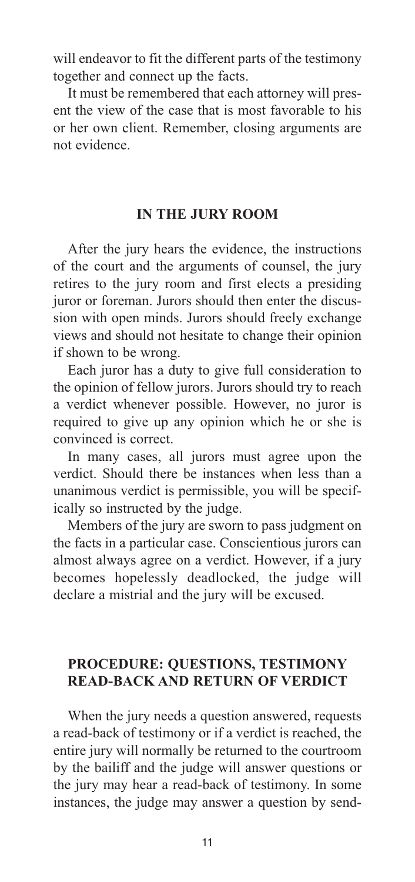will endeavor to fit the different parts of the testimony together and connect up the facts.

It must be remembered that each attorney will present the view of the case that is most favorable to his or her own client. Remember, closing arguments are not evidence.

## IN THE JURY ROOM

After the jury hears the evidence, the instructions of the court and the arguments of counsel, the jury retires to the jury room and first elects a presiding juror or foreman. Jurors should then enter the discussion with open minds. Jurors should freely exchange views and should not hesitate to change their opinion if shown to be wrong.

Each juror has a duty to give full consideration to the opinion of fellow jurors. Jurors should try to reach a verdict whenever possible. However, no juror is required to give up any opinion which he or she is convinced is correct.

In many cases, all jurors must agree upon the verdict. Should there be instances when less than a unanimous verdict is permissible, you will be specifically so instructed by the judge.

Members of the jury are sworn to pass judgment on the facts in a particular case. Conscientious jurors can almost always agree on a verdict. However, if a jury becomes hopelessly deadlocked, the judge will declare a mistrial and the jury will be excused.

## PROCEDURE: QUESTIONS, TESTIMONY READ-BACK AND RETURN OF VERDICT

When the jury needs a question answered, requests a read-back of testimony or if a verdict is reached, the entire jury will normally be returned to the courtroom by the bailiff and the judge will answer questions or the jury may hear a read-back of testimony. In some instances, the judge may answer a question by send-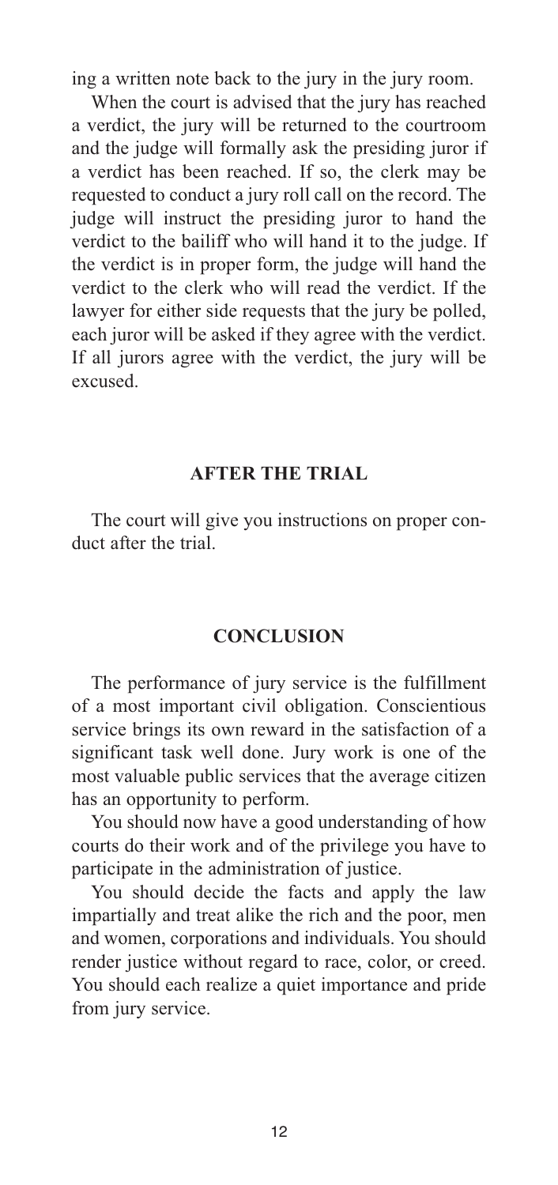ing a written note back to the jury in the jury room.

When the court is advised that the jury has reached a verdict, the jury will be returned to the courtroom and the judge will formally ask the presiding juror if a verdict has been reached. If so, the clerk may be requested to conduct a jury roll call on the record. The judge will instruct the presiding juror to hand the verdict to the bailiff who will hand it to the judge. If the verdict is in proper form, the judge will hand the verdict to the clerk who will read the verdict. If the lawyer for either side requests that the jury be polled, each juror will be asked if they agree with the verdict. If all jurors agree with the verdict, the jury will be excused.

## AFTER THE TRIAL

The court will give you instructions on proper conduct after the trial.

## CONCLUSION

The performance of jury service is the fulfillment of a most important civil obligation. Conscientious service brings its own reward in the satisfaction of a significant task well done. Jury work is one of the most valuable public services that the average citizen has an opportunity to perform.

You should now have a good understanding of how courts do their work and of the privilege you have to participate in the administration of justice.

You should decide the facts and apply the law impartially and treat alike the rich and the poor, men and women, corporations and individuals. You should render justice without regard to race, color, or creed. You should each realize a quiet importance and pride from jury service.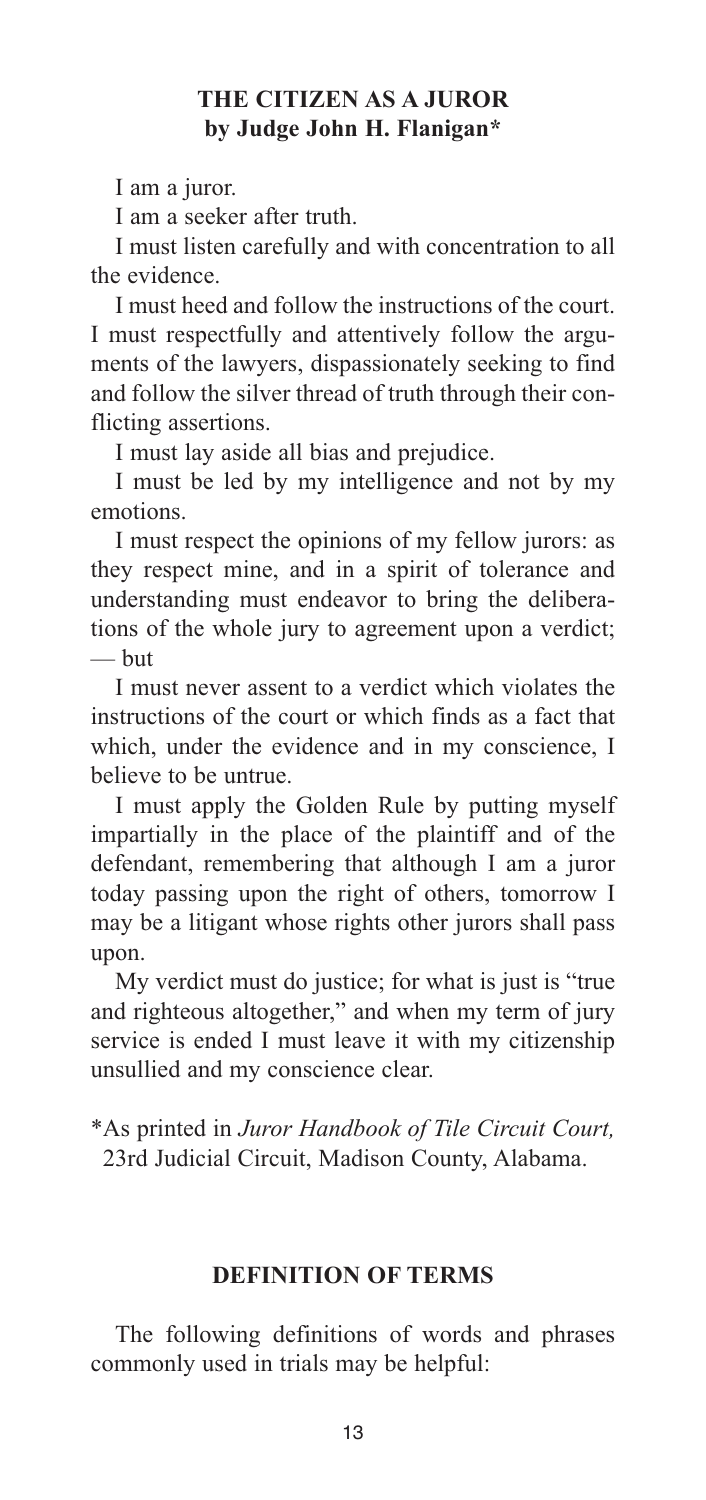## THE CITIZEN AS A JUROR
### by Judge John H. Flanigan*

I am a juror.

I am a seeker after truth.

I must listen carefully and with concentration to all the evidence.

I must heed and follow the instructions of the court. I must respectfully and attentively follow the arguments of the lawyers, dispassionately seeking to find and follow the silver thread of truth through their conflicting assertions.

I must lay aside all bias and prejudice.

I must be led by my intelligence and not by my emotions.

I must respect the opinions of my fellow jurors: as they respect mine, and in a spirit of tolerance and understanding must endeavor to bring the deliberations of the whole jury to agreement upon a verdict; — but

I must never assent to a verdict which violates the instructions of the court or which finds as a fact that which, under the evidence and in my conscience, I believe to be untrue.

I must apply the Golden Rule by putting myself impartially in the place of the plaintiff and of the defendant, remembering that although I am a juror today passing upon the right of others, tomorrow I may be a litigant whose rights other jurors shall pass upon.

My verdict must do justice; for what is just is "true and righteous altogether," and when my term of jury service is ended I must leave it with my citizenship unsullied and my conscience clear.

*As printed in *Juror Handbook of Tile Circuit Court,* 23rd Judicial Circuit, Madison County, Alabama.

## DEFINITION OF TERMS

The following definitions of words and phrases commonly used in trials may be helpful: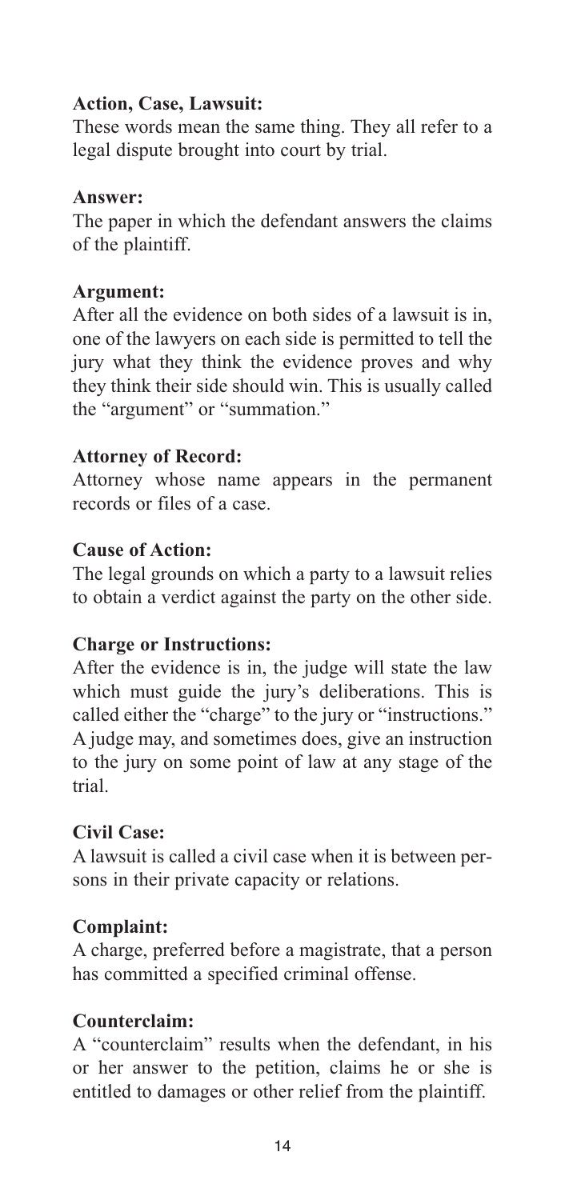**Action, Case, Lawsuit:**
These words mean the same thing. They all refer to a legal dispute brought into court by trial.

**Answer:**
The paper in which the defendant answers the claims of the plaintiff.

**Argument:**
After all the evidence on both sides of a lawsuit is in, one of the lawyers on each side is permitted to tell the jury what they think the evidence proves and why they think their side should win. This is usually called the "argument" or "summation."

**Attorney of Record:**
Attorney whose name appears in the permanent records or files of a case.

**Cause of Action:**
The legal grounds on which a party to a lawsuit relies to obtain a verdict against the party on the other side.

**Charge or Instructions:**
After the evidence is in, the judge will state the law which must guide the jury's deliberations. This is called either the "charge" to the jury or "instructions." A judge may, and sometimes does, give an instruction to the jury on some point of law at any stage of the trial.

**Civil Case:**
A lawsuit is called a civil case when it is between persons in their private capacity or relations.

**Complaint:**
A charge, preferred before a magistrate, that a person has committed a specified criminal offense.

**Counterclaim:**
A "counterclaim" results when the defendant, in his or her answer to the petition, claims he or she is entitled to damages or other relief from the plaintiff.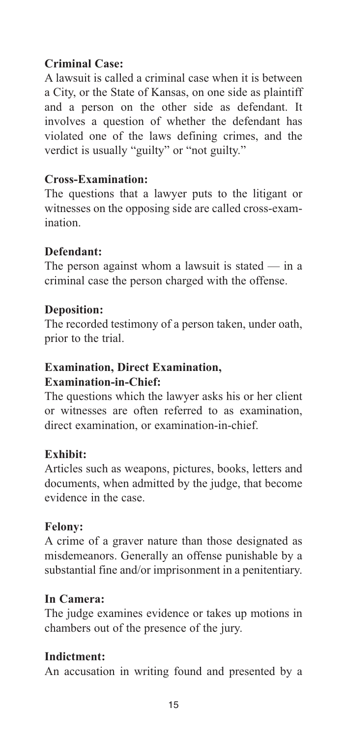**Criminal Case:**

A lawsuit is called a criminal case when it is between a City, or the State of Kansas, on one side as plaintiff and a person on the other side as defendant. It involves a question of whether the defendant has violated one of the laws defining crimes, and the verdict is usually "guilty" or "not guilty."

**Cross-Examination:**

The questions that a lawyer puts to the litigant or witnesses on the opposing side are called cross-examination.

**Defendant:**

The person against whom a lawsuit is stated — in a criminal case the person charged with the offense.

**Deposition:**

The recorded testimony of a person taken, under oath, prior to the trial.

**Examination, Direct Examination, Examination-in-Chief:**

The questions which the lawyer asks his or her client or witnesses are often referred to as examination, direct examination, or examination-in-chief.

**Exhibit:**

Articles such as weapons, pictures, books, letters and documents, when admitted by the judge, that become evidence in the case.

**Felony:**

A crime of a graver nature than those designated as misdemeanors. Generally an offense punishable by a substantial fine and/or imprisonment in a penitentiary.

**In Camera:**

The judge examines evidence or takes up motions in chambers out of the presence of the jury.

**Indictment:**

An accusation in writing found and presented by a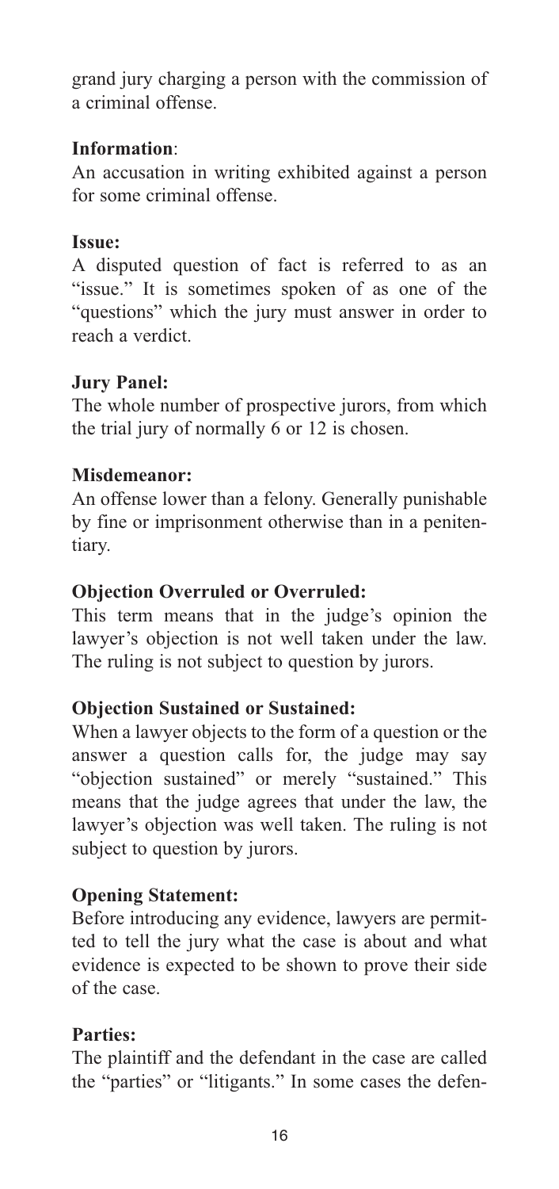grand jury charging a person with the commission of a criminal offense.

**Information**:
An accusation in writing exhibited against a person for some criminal offense.

**Issue:**
A disputed question of fact is referred to as an "issue." It is sometimes spoken of as one of the "questions" which the jury must answer in order to reach a verdict.

**Jury Panel:**
The whole number of prospective jurors, from which the trial jury of normally 6 or 12 is chosen.

**Misdemeanor:**
An offense lower than a felony. Generally punishable by fine or imprisonment otherwise than in a penitentiary.

**Objection Overruled or Overruled:**
This term means that in the judge's opinion the lawyer's objection is not well taken under the law. The ruling is not subject to question by jurors.

**Objection Sustained or Sustained:**
When a lawyer objects to the form of a question or the answer a question calls for, the judge may say "objection sustained" or merely "sustained." This means that the judge agrees that under the law, the lawyer's objection was well taken. The ruling is not subject to question by jurors.

**Opening Statement:**
Before introducing any evidence, lawyers are permitted to tell the jury what the case is about and what evidence is expected to be shown to prove their side of the case.

**Parties:**
The plaintiff and the defendant in the case are called the "parties" or "litigants." In some cases the defen-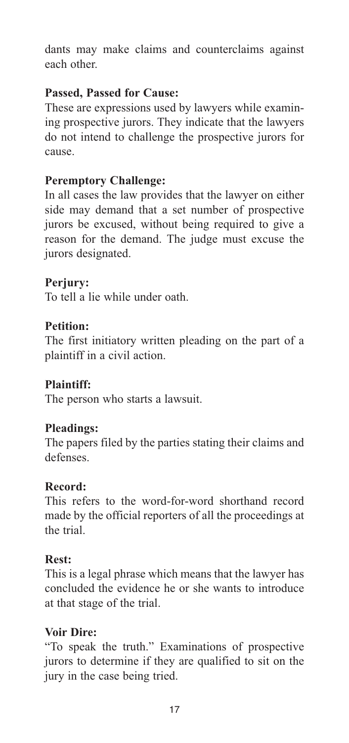dants may make claims and counterclaims against each other.

**Passed, Passed for Cause:**

These are expressions used by lawyers while examining prospective jurors. They indicate that the lawyers do not intend to challenge the prospective jurors for cause.

**Peremptory Challenge:**

In all cases the law provides that the lawyer on either side may demand that a set number of prospective jurors be excused, without being required to give a reason for the demand. The judge must excuse the jurors designated.

**Perjury:**

To tell a lie while under oath.

**Petition:**

The first initiatory written pleading on the part of a plaintiff in a civil action.

**Plaintiff:**

The person who starts a lawsuit.

**Pleadings:**

The papers filed by the parties stating their claims and defenses.

**Record:**

This refers to the word-for-word shorthand record made by the official reporters of all the proceedings at the trial.

**Rest:**

This is a legal phrase which means that the lawyer has concluded the evidence he or she wants to introduce at that stage of the trial.

**Voir Dire:**

"To speak the truth." Examinations of prospective jurors to determine if they are qualified to sit on the jury in the case being tried.